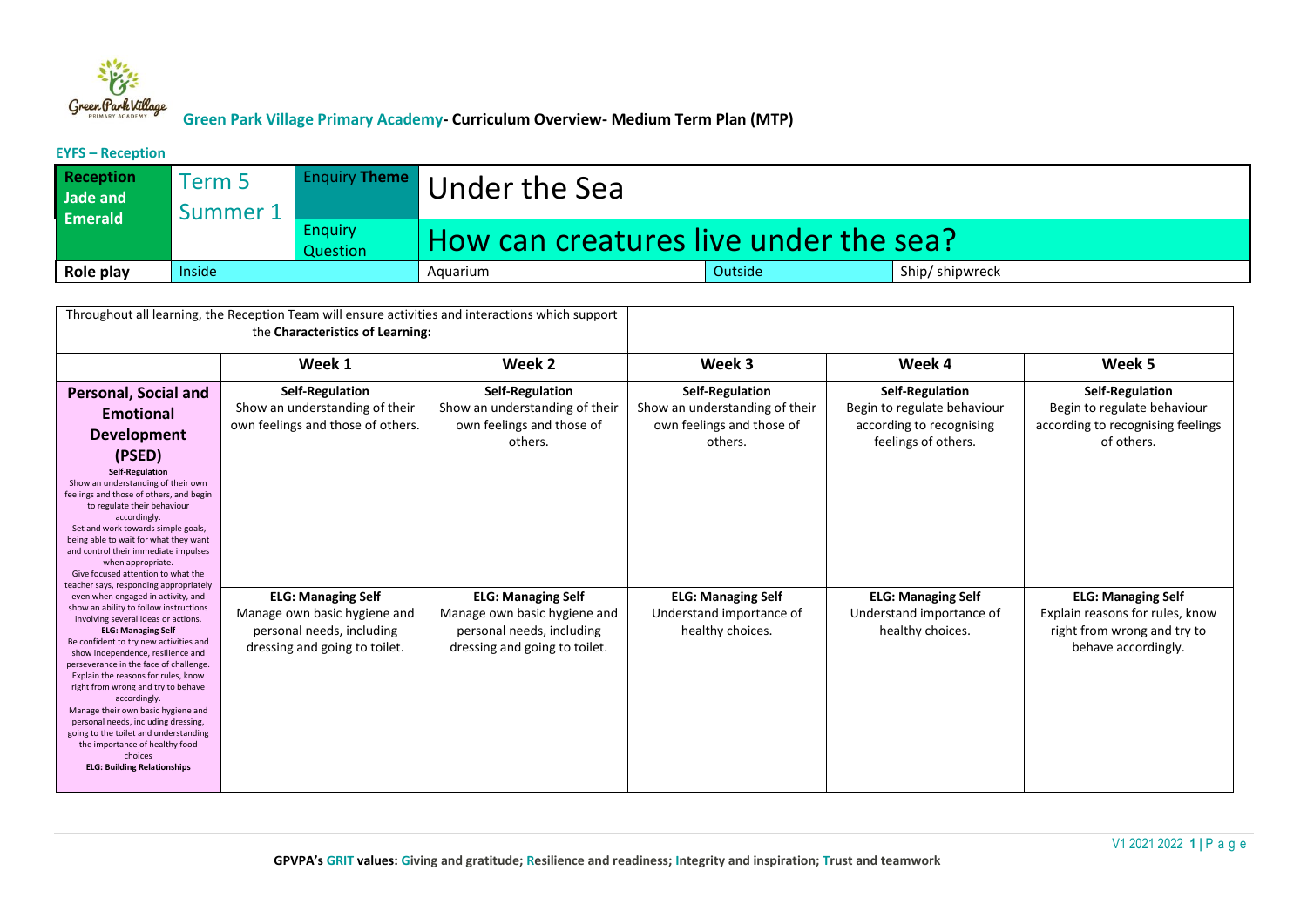**Green Park Village Primary Academy- Curriculum Overview- Medium Term Plan (MTP)**

**EYFS – Reception**

| **Reception Jade and Emerald** | Term 5 Summer 1 | Enquiry **Theme** | Under the Sea | | |
|---|---|---|---|---|---|
| | | Enquiry Question | How can creatures live under the sea? | | |
| **Role play** | Inside | | Aquarium | Outside | Ship/ shipwreck |

| Throughout all learning, the Reception Team will ensure activities and interactions which support the **Characteristics of Learning:** | | | | | |
|---|---|---|---|---|---|
| | **Week 1** | **Week 2** | **Week 3** | **Week 4** | **Week 5** |
| **Personal, Social and Emotional Development (PSED)**<br>**Self-Regulation**<br>Show an understanding of their own feelings and those of others, and begin to regulate their behaviour accordingly.<br>Set and work towards simple goals, being able to wait for what they want and control their immediate impulses when appropriate.<br>Give focused attention to what the teacher says, responding appropriately even when engaged in activity, and show an ability to follow instructions involving several ideas or actions.<br>**ELG: Managing Self**<br>Be confident to try new activities and show independence, resilience and perseverance in the face of challenge.<br>Explain the reasons for rules, know right from wrong and try to behave accordingly.<br>Manage their own basic hygiene and personal needs, including dressing, going to the toilet and understanding the importance of healthy food choices<br>**ELG: Building Relationships** | **Self-Regulation**<br>Show an understanding of their own feelings and those of others.<br><br>**ELG: Managing Self**<br>Manage own basic hygiene and personal needs, including dressing and going to toilet. | **Self-Regulation**<br>Show an understanding of their own feelings and those of others.<br><br>**ELG: Managing Self**<br>Manage own basic hygiene and personal needs, including dressing and going to toilet. | **Self-Regulation**<br>Show an understanding of their own feelings and those of others.<br><br>**ELG: Managing Self**<br>Understand importance of healthy choices. | **Self-Regulation**<br>Begin to regulate behaviour according to recognising feelings of others.<br><br>**ELG: Managing Self**<br>Understand importance of healthy choices. | **Self-Regulation**<br>Begin to regulate behaviour according to recognising feelings of others.<br><br>**ELG: Managing Self**<br>Explain reasons for rules, know right from wrong and try to behave accordingly. |

**GPVPA's GRIT values: Giving and gratitude; Resilience and readiness; Integrity and inspiration; Trust and teamwork**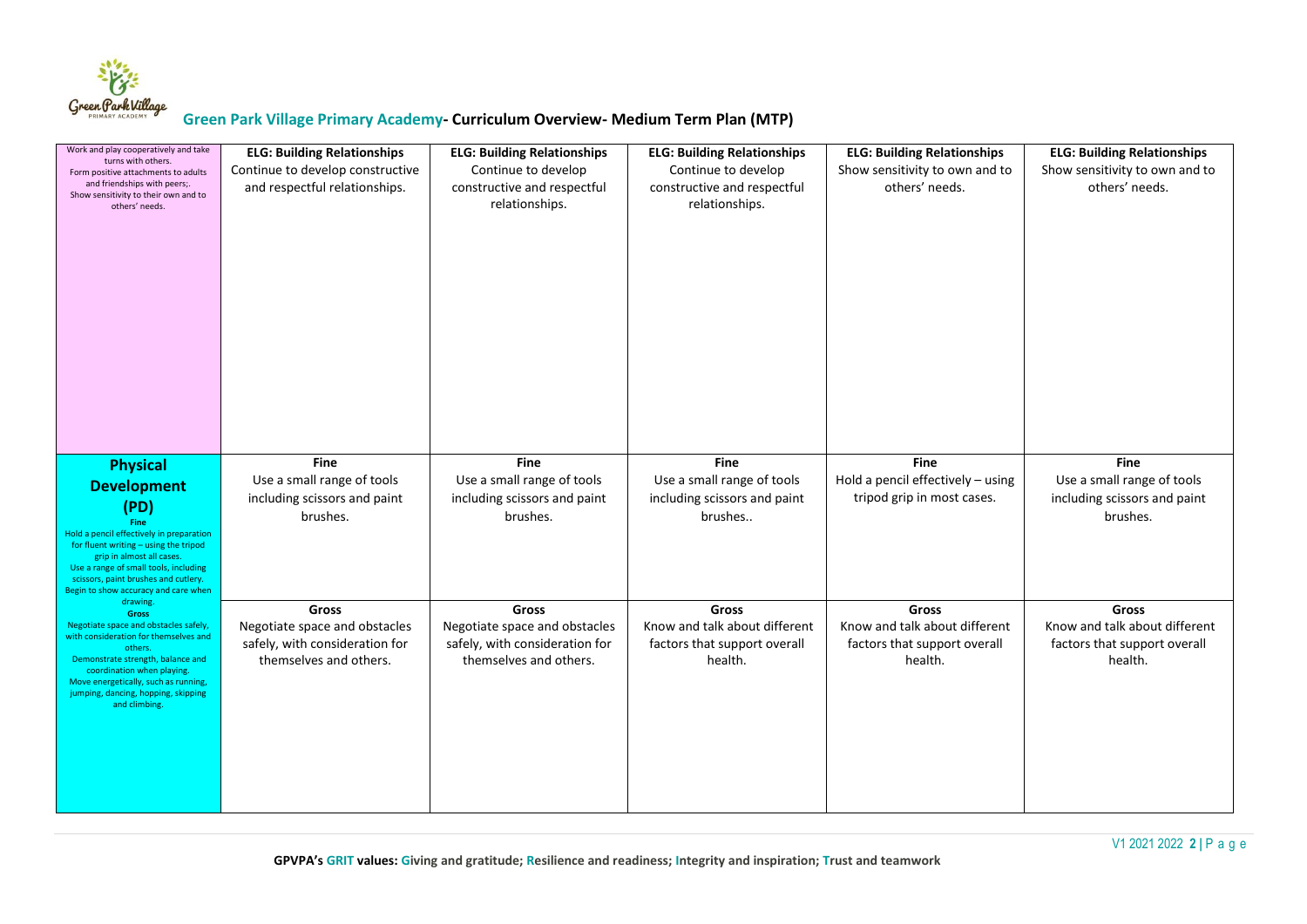## Green Park Village Primary Academy- Curriculum Overview- Medium Term Plan (MTP)

| | | | | | |
|---|---|---|---|---|---|
| Work and play cooperatively and take turns with others.<br>Form positive attachments to adults and friendships with peers;.<br>Show sensitivity to their own and to others' needs. | **ELG: Building Relationships**<br>Continue to develop constructive and respectful relationships. | **ELG: Building Relationships**<br>Continue to develop constructive and respectful relationships. | **ELG: Building Relationships**<br>Continue to develop constructive and respectful relationships. | **ELG: Building Relationships**<br>Show sensitivity to own and to others' needs. | **ELG: Building Relationships**<br>Show sensitivity to own and to others' needs. |
| **Physical Development (PD)**<br>**Fine**<br>Hold a pencil effectively in preparation for fluent writing – using the tripod grip in almost all cases.<br>Use a range of small tools, including scissors, paint brushes and cutlery.<br>Begin to show accuracy and care when drawing.<br>**Gross**<br>Negotiate space and obstacles safely, with consideration for themselves and others.<br>Demonstrate strength, balance and coordination when playing.<br>Move energetically, such as running, jumping, dancing, hopping, skipping and climbing. | **Fine**<br>Use a small range of tools including scissors and paint brushes.<br><br>**Gross**<br>Negotiate space and obstacles safely, with consideration for themselves and others. | **Fine**<br>Use a small range of tools including scissors and paint brushes.<br><br>**Gross**<br>Negotiate space and obstacles safely, with consideration for themselves and others. | **Fine**<br>Use a small range of tools including scissors and paint brushes..<br><br>**Gross**<br>Know and talk about different factors that support overall health. | **Fine**<br>Hold a pencil effectively – using tripod grip in most cases.<br><br>**Gross**<br>Know and talk about different factors that support overall health. | **Fine**<br>Use a small range of tools including scissors and paint brushes.<br><br>**Gross**<br>Know and talk about different factors that support overall health. |

GPVPA's GRIT values: Giving and gratitude; Resilience and readiness; Integrity and inspiration; Trust and teamwork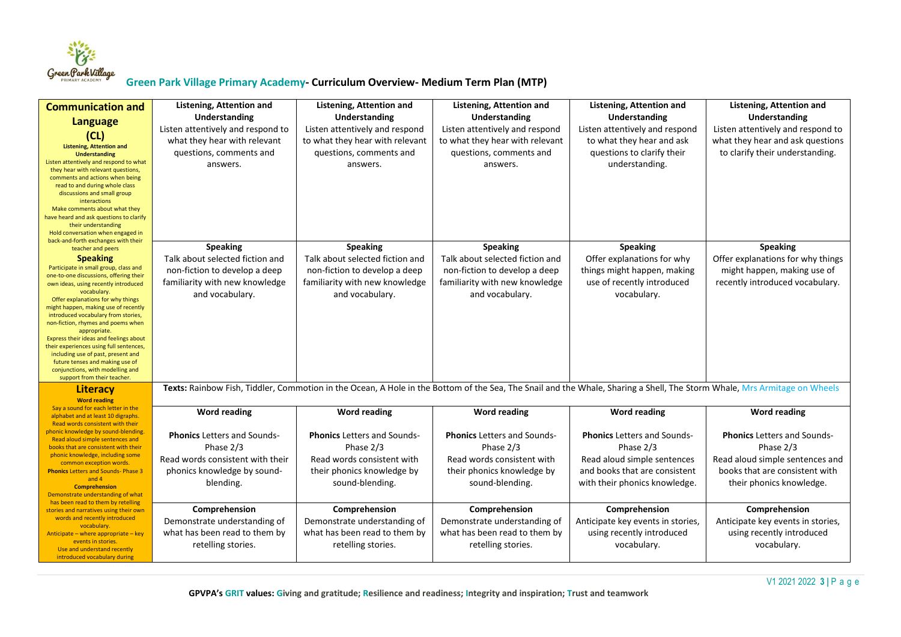## Green Park Village Primary Academy- Curriculum Overview- Medium Term Plan (MTP)

| Communication and Language (CL) | | | | | |
|---|---|---|---|---|---|
| **Listening, Attention and Understanding** Listen attentively and respond to what they hear with relevant questions, comments and actions when being read to and during whole class discussions and small group interactions Make comments about what they have heard and ask questions to clarify their understanding Hold conversation when engaged in back-and-forth exchanges with their teacher and peers | **Listening, Attention and Understanding** Listen attentively and respond to what they hear with relevant questions, comments and answers. | **Listening, Attention and Understanding** Listen attentively and respond to what they hear with relevant questions, comments and answers. | **Listening, Attention and Understanding** Listen attentively and respond to what they hear with relevant questions, comments and answers. | **Listening, Attention and Understanding** Listen attentively and respond to what they hear and ask questions to clarify their understanding. | **Listening, Attention and Understanding** Listen attentively and respond to what they hear and ask questions to clarify their understanding. |
| **Speaking** Participate in small group, class and one-to-one discussions, offering their own ideas, using recently introduced vocabulary. Offer explanations for why things might happen, making use of recently introduced vocabulary from stories, non-fiction, rhymes and poems when appropriate. Express their ideas and feelings about their experiences using full sentences, including use of past, present and future tenses and making use of conjunctions, with modelling and support from their teacher. | **Speaking** Talk about selected fiction and non-fiction to develop a deep familiarity with new knowledge and vocabulary. | **Speaking** Talk about selected fiction and non-fiction to develop a deep familiarity with new knowledge and vocabulary. | **Speaking** Talk about selected fiction and non-fiction to develop a deep familiarity with new knowledge and vocabulary. | **Speaking** Offer explanations for why things might happen, making use of recently introduced vocabulary. | **Speaking** Offer explanations for why things might happen, making use of recently introduced vocabulary. |
| **Literacy** | **Texts:** Rainbow Fish, Tiddler, Commotion in the Ocean, A Hole in the Bottom of the Sea, The Snail and the Whale, Sharing a Shell, The Storm Whale, Mrs Armitage on Wheels | | | | |
| **Word reading** Say a sound for each letter in the alphabet and at least 10 digraphs. Read words consistent with their phonic knowledge by sound-blending. Read aloud simple sentences and books that are consistent with their phonic knowledge, including some common exception words. **Phonics** Letters and Sounds- Phase 3 and 4 | **Word reading** **Phonics** Letters and Sounds- Phase 2/3 Read words consistent with their phonics knowledge by sound-blending. | **Word reading** **Phonics** Letters and Sounds- Phase 2/3 Read words consistent with their phonics knowledge by sound-blending. | **Word reading** **Phonics** Letters and Sounds- Phase 2/3 Read words consistent with their phonics knowledge by sound-blending. | **Word reading** **Phonics** Letters and Sounds- Phase 2/3 Read aloud simple sentences and books that are consistent with their phonics knowledge. | **Word reading** **Phonics** Letters and Sounds- Phase 2/3 Read aloud simple sentences and books that are consistent with their phonics knowledge. |
| **Comprehension** Demonstrate understanding of what has been read to them by retelling stories and narratives using their own words and recently introduced vocabulary. Anticipate – where appropriate – key events in stories. Use and understand recently introduced vocabulary during | **Comprehension** Demonstrate understanding of what has been read to them by retelling stories. | **Comprehension** Demonstrate understanding of what has been read to them by retelling stories. | **Comprehension** Demonstrate understanding of what has been read to them by retelling stories. | **Comprehension** Anticipate key events in stories, using recently introduced vocabulary. | **Comprehension** Anticipate key events in stories, using recently introduced vocabulary. |

GPVPA's GRIT values: Giving and gratitude; Resilience and readiness; Integrity and inspiration; Trust and teamwork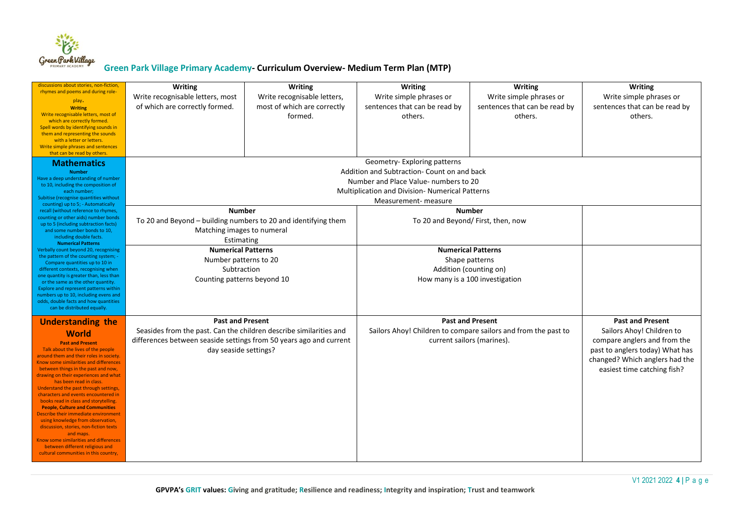## Green Park Village Primary Academy- Curriculum Overview- Medium Term Plan (MTP)

| | | | | | |
|---|---|---|---|---|---|
| discussions about stories, non-fiction, rhymes and poems and during role-play. **Writing** Write recognisable letters, most of which are correctly formed. Spell words by identifying sounds in them and representing the sounds with a letter or letters. Write simple phrases and sentences that can be read by others. | **Writing** Write recognisable letters, most of which are correctly formed. | **Writing** Write recognisable letters, most of which are correctly formed. | **Writing** Write simple phrases or sentences that can be read by others. | **Writing** Write simple phrases or sentences that can be read by others. | **Writing** Write simple phrases or sentences that can be read by others. |
| **Mathematics** **Number** Have a deep understanding of number to 10, including the composition of each number; Subitise (recognise quantities without counting) up to 5; - Automatically recall (without reference to rhymes, counting or other aids) number bonds up to 5 (including subtraction facts) and some number bonds to 10, including double facts. **Numerical Patterns** Verbally count beyond 20, recognising the pattern of the counting system; - Compare quantities up to 10 in different contexts, recognising when one quantity is greater than, less than or the same as the other quantity. Explore and represent patterns within numbers up to 10, including evens and odds, double facts and how quantities can be distributed equally. | Geometry- Exploring patterns<br>Addition and Subtraction- Count on and back<br>Number and Place Value- numbers to 20<br>Multiplication and Division- Numerical Patterns<br>Measurement- measure | | | | |
| | **Number**<br>To 20 and Beyond – building numbers to 20 and identifying them<br>Matching images to numeral<br>Estimating | | **Number**<br>To 20 and Beyond/ First, then, now | | |
| | **Numerical Patterns**<br>Number patterns to 20<br>Subtraction<br>Counting patterns beyond 10 | | **Numerical Patterns**<br>Shape patterns<br>Addition (counting on)<br>How many is a 100 investigation | | |
| **Understanding the World** **Past and Present** Talk about the lives of the people around them and their roles in society. Know some similarities and differences between things in the past and now, drawing on their experiences and what has been read in class. Understand the past through settings, characters and events encountered in books read in class and storytelling. **People, Culture and Communities** Describe their immediate environment using knowledge from observation, discussion, stories, non-fiction texts and maps. Know some similarities and differences between different religious and cultural communities in this country, | **Past and Present**<br>Seasides from the past. Can the children describe similarities and differences between seaside settings from 50 years ago and current day seaside settings? | | **Past and Present**<br>Sailors Ahoy! Children to compare sailors and from the past to current sailors (marines). | | **Past and Present**<br>Sailors Ahoy! Children to compare anglers and from the past to anglers today) What has changed? Which anglers had the easiest time catching fish? |

GPVPA's GRIT values: Giving and gratitude; Resilience and readiness; Integrity and inspiration; Trust and teamwork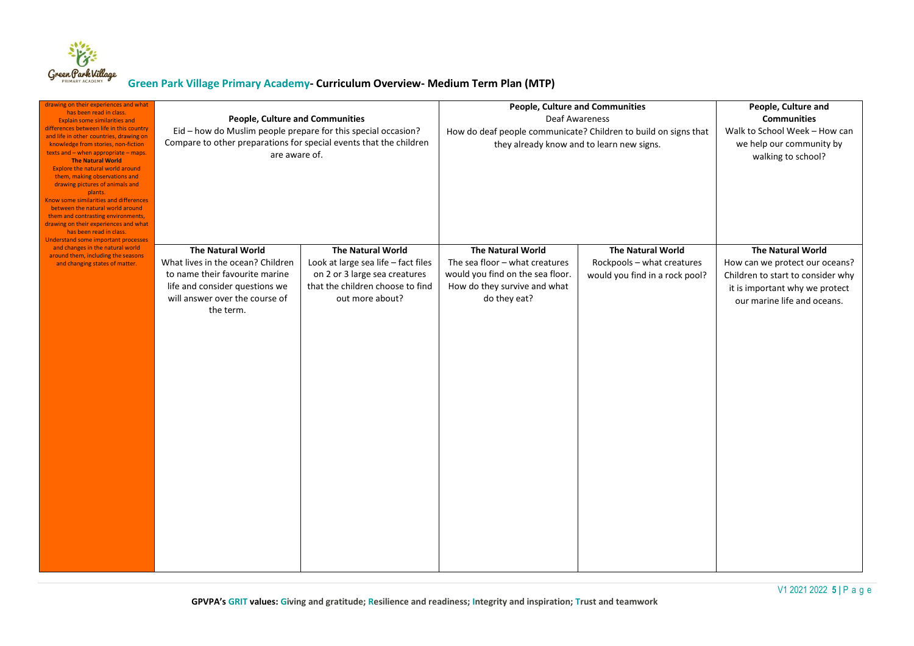# Green Park Village Primary Academy- Curriculum Overview- Medium Term Plan (MTP)

| | | | | | |
|---|---|---|---|---|---|
| drawing on their experiences and what has been read in class. Explain some similarities and differences between life in this country and life in other countries, drawing on knowledge from stories, non-fiction texts and – when appropriate – maps. **The Natural World** Explore the natural world around them, making observations and drawing pictures of animals and plants. Know some similarities and differences between the natural world around them and contrasting environments, drawing on their experiences and what has been read in class. Understand some important processes and changes in the natural world around them, including the seasons and changing states of matter. | **People, Culture and Communities** Eid – how do Muslim people prepare for this special occasion? Compare to other preparations for special events that the children are aware of. | | **People, Culture and Communities** Deaf Awareness How do deaf people communicate? Children to build on signs that they already know and to learn new signs. | | **People, Culture and Communities** Walk to School Week – How can we help our community by walking to school? |
| | **The Natural World** What lives in the ocean? Children to name their favourite marine life and consider questions we will answer over the course of the term. | **The Natural World** Look at large sea life – fact files on 2 or 3 large sea creatures that the children choose to find out more about? | **The Natural World** The sea floor – what creatures would you find on the sea floor. How do they survive and what do they eat? | **The Natural World** Rockpools – what creatures would you find in a rock pool? | **The Natural World** How can we protect our oceans? Children to start to consider why it is important why we protect our marine life and oceans. |

GPVPA's GRIT values: Giving and gratitude; Resilience and readiness; Integrity and inspiration; Trust and teamwork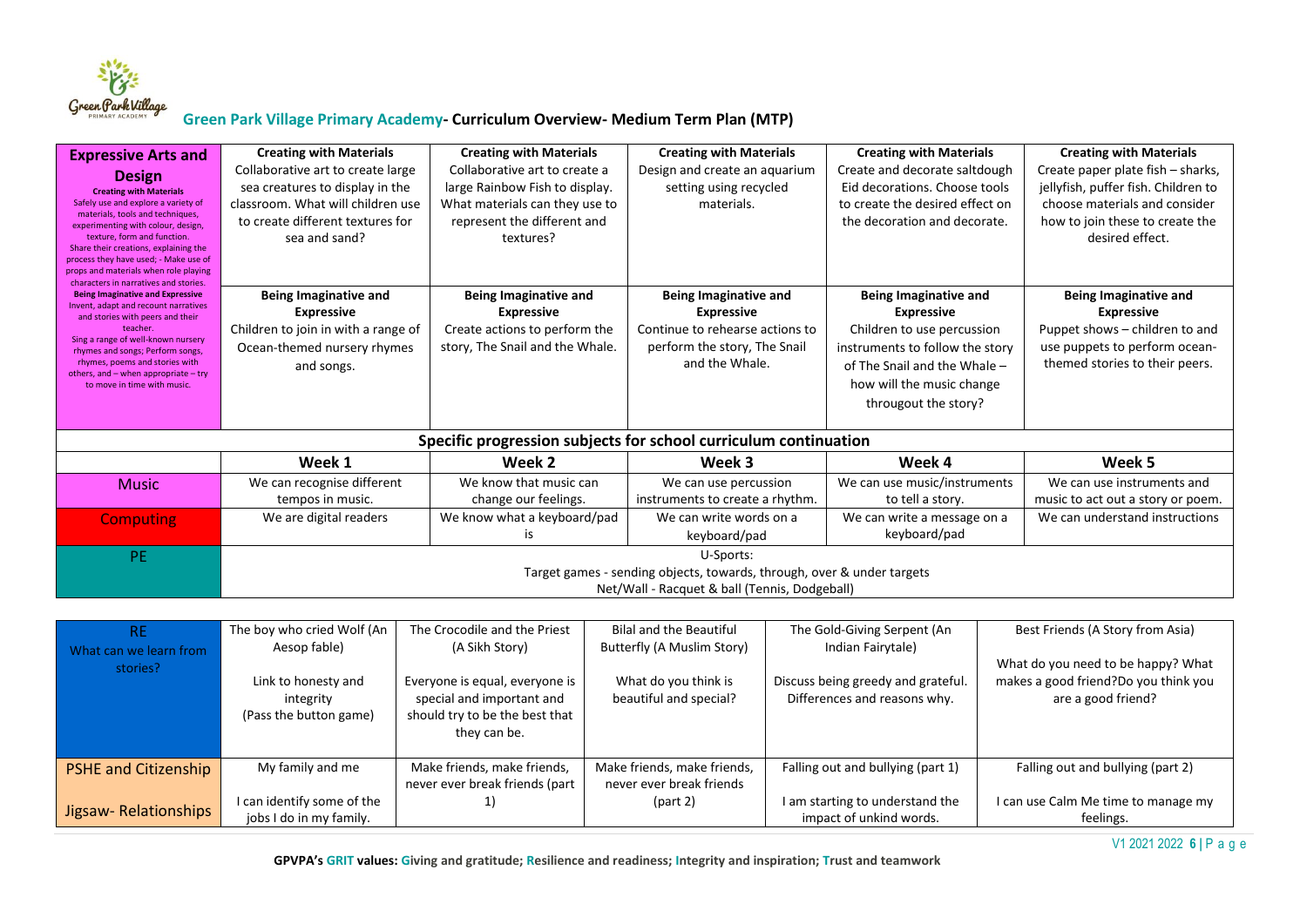## Green Park Village Primary Academy- Curriculum Overview- Medium Term Plan (MTP)

| **Expressive Arts and Design**<br>**Creating with Materials**<br>Safely use and explore a variety of materials, tools and techniques, experimenting with colour, design, texture, form and function. Share their creations, explaining the process they have used; - Make use of props and materials when role playing characters in narratives and stories.<br>**Being Imaginative and Expressive**<br>Invent, adapt and recount narratives and stories with peers and their teacher.<br>Sing a range of well-known nursery rhymes and songs; Perform songs, rhymes, poems and stories with others, and – when appropriate – try to move in time with music. | **Creating with Materials**<br>Collaborative art to create large sea creatures to display in the classroom. What will children use to create different textures for sea and sand?<br><br>**Being Imaginative and Expressive**<br>Children to join in with a range of Ocean-themed nursery rhymes and songs. | **Creating with Materials**<br>Collaborative art to create a large Rainbow Fish to display. What materials can they use to represent the different and textures?<br><br>**Being Imaginative and Expressive**<br>Create actions to perform the story, The Snail and the Whale. | **Creating with Materials**<br>Design and create an aquarium setting using recycled materials.<br><br>**Being Imaginative and Expressive**<br>Continue to rehearse actions to perform the story, The Snail and the Whale. | **Creating with Materials**<br>Create and decorate saltdough Eid decorations. Choose tools to create the desired effect on the decoration and decorate.<br><br>**Being Imaginative and Expressive**<br>Children to use percussion instruments to follow the story of The Snail and the Whale – how will the music change througout the story? | **Creating with Materials**<br>Create paper plate fish – sharks, jellyfish, puffer fish. Children to choose materials and consider how to join these to create the desired effect.<br><br>**Being Imaginative and Expressive**<br>Puppet shows – children to and use puppets to Perform ocean-themed stories to their peers. |
|---|---|---|---|---|---|
| **Specific progression subjects for school curriculum continuation** | | | | | |
| | **Week 1** | **Week 2** | **Week 3** | **Week 4** | **Week 5** |
| Music | We can recognise different tempos in music. | We know that music can change our feelings. | We can use percussion instruments to create a rhythm. | We can use music/instruments to tell a story. | We can use instruments and music to act out a story or poem. |
| Computing | We are digital readers | We know what a keyboard/pad is | We can write words on a keyboard/pad | We can write a message on a keyboard/pad | We can understand instructions |
| PE | U-Sports:<br>Target games - sending objects, towards, through, over & under targets<br>Net/Wall - Racquet & ball (Tennis, Dodgeball) | | | | |

| RE<br>What can we learn from stories? | The boy who cried Wolf (An Aesop fable)<br><br>Link to honesty and integrity<br>(Pass the button game) | The Crocodile and the Priest (A Sikh Story)<br><br>Everyone is equal, everyone is special and important and should try to be the best that they can be. | Bilal and the Beautiful Butterfly (A Muslim Story)<br><br>What do you think is beautiful and special? | The Gold-Giving Serpent (An Indian Fairytale)<br><br>Discuss being greedy and grateful. Differences and reasons why. | Best Friends (A Story from Asia)<br><br>What do you need to be happy? What makes a good friend?Do you think you are a good friend? |
|---|---|---|---|---|---|
| PSHE and Citizenship<br><br>Jigsaw- Relationships | My family and me<br><br>I can identify some of the jobs I do in my family. | Make friends, make friends, never ever break friends (part 1) | Make friends, make friends, never ever break friends (part 2) | Falling out and bullying (part 1)<br><br>I am starting to understand the impact of unkind words. | Falling out and bullying (part 2)<br><br>I can use Calm Me time to manage my feelings. |

**GPVPA's GRIT values: Giving and gratitude; Resilience and readiness; Integrity and inspiration; Trust and teamwork**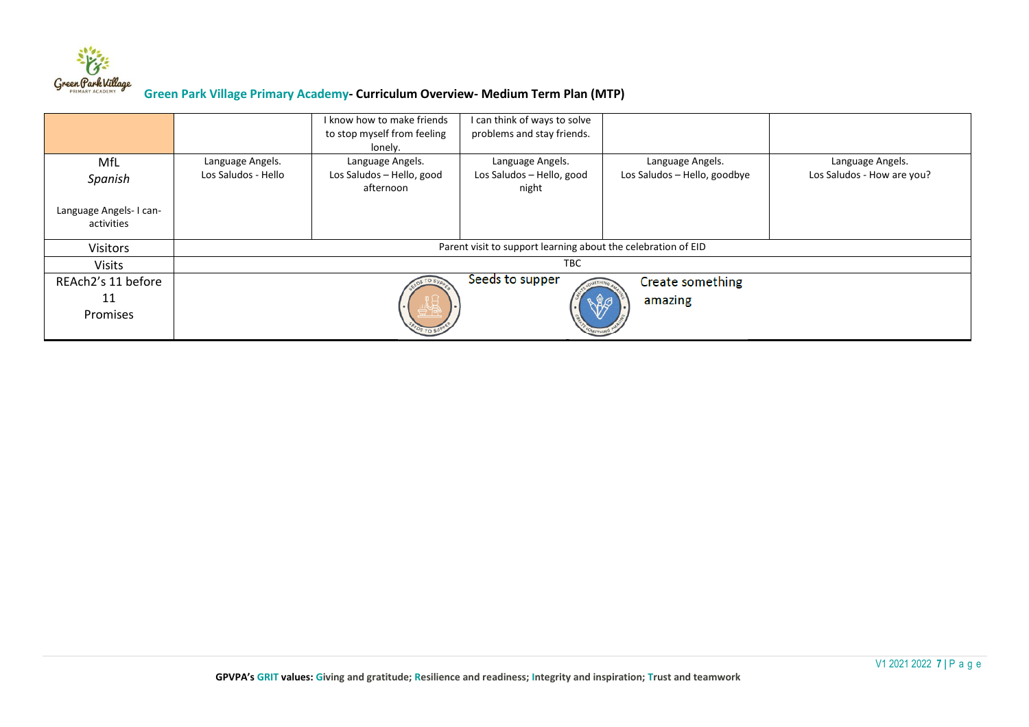## Green Park Village Primary Academy- Curriculum Overview- Medium Term Plan (MTP)

| | | | | | |
|---|---|---|---|---|---|
| | | I know how to make friends to stop myself from feeling lonely. | I can think of ways to solve problems and stay friends. | | |
| MfL *Spanish* Language Angels- I can- activities | Language Angels. Los Saludos - Hello | Language Angels. Los Saludos – Hello, good afternoon | Language Angels. Los Saludos – Hello, good night | Language Angels. Los Saludos – Hello, goodbye | Language Angels. Los Saludos - How are you? |
| Visitors | Parent visit to support learning about the celebration of EID | | | | |
| Visits | TBC | | | | |
| REAch2's 11 before 11 Promises | Seeds to supper; Create something amazing | | | | |

**GPVPA's GRIT values: Giving and gratitude; Resilience and readiness; Integrity and inspiration; Trust and teamwork**